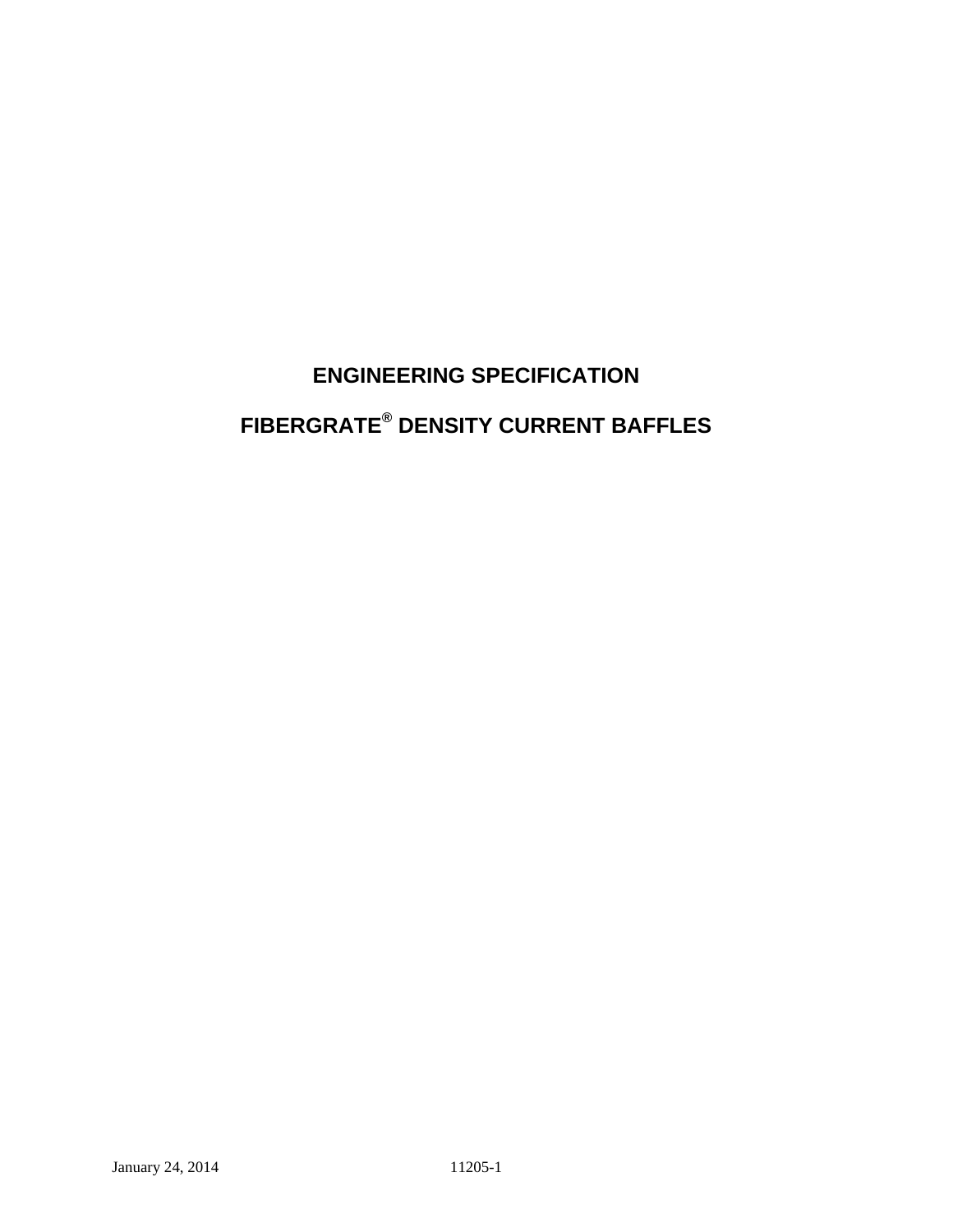# ENGINEERING SPECIFICATION

# FIBERGRATE® DENSITY CURRENT BAFFLES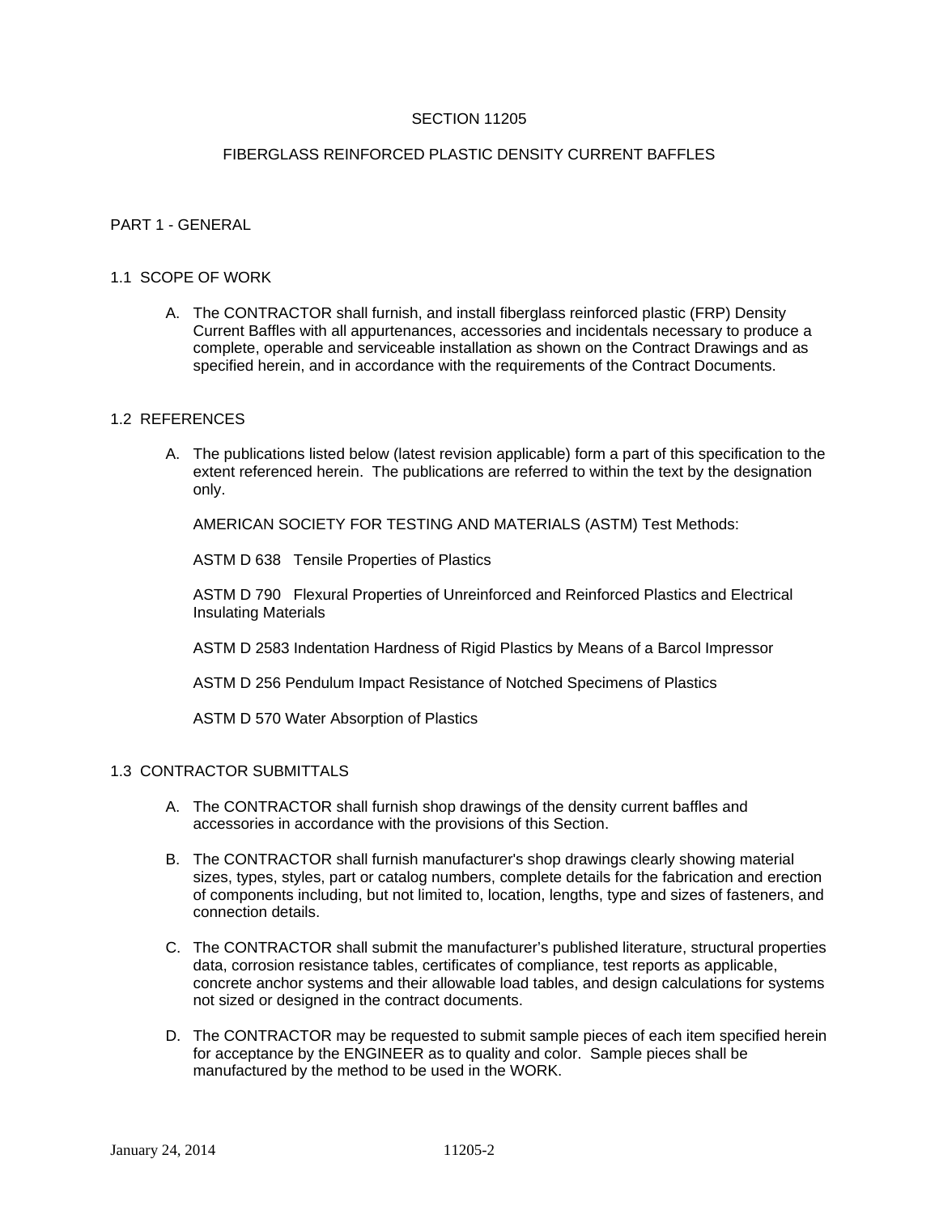# SECTION 11205

# FIBERGLASS REINFORCED PLASTIC DENSITY CURRENT BAFFLES

## PART 1 - GENERAL

### 1.1 SCOPE OF WORK

A. The CONTRACTOR shall furnish, and install fiberglass reinforced plastic (FRP) Density Current Baffles with all appurtenances, accessories and incidentals necessary to produce a complete, operable and serviceable installation as shown on the Contract Drawings and as specified herein, and in accordance with the requirements of the Contract Documents.

### 1.2 REFERENCES

A. The publications listed below (latest revision applicable) form a part of this specification to the extent referenced herein. The publications are referred to within the text by the designation only.

AMERICAN SOCIETY FOR TESTING AND MATERIALS (ASTM) Test Methods:

ASTM D 638 Tensile Properties of Plastics

ASTM D 790 Flexural Properties of Unreinforced and Reinforced Plastics and Electrical Insulating Materials

ASTM D 2583 Indentation Hardness of Rigid Plastics by Means of a Barcol Impressor

ASTM D 256 Pendulum Impact Resistance of Notched Specimens of Plastics

ASTM D 570 Water Absorption of Plastics

### 1.3 CONTRACTOR SUBMITTALS

A. The CONTRACTOR shall furnish shop drawings of the density current baffles and accessories in accordance with the provisions of this Section.

B. The CONTRACTOR shall furnish manufacturer's shop drawings clearly showing material sizes, types, styles, part or catalog numbers, complete details for the fabrication and erection of components including, but not limited to, location, lengths, type and sizes of fasteners, and connection details.

C. The CONTRACTOR shall submit the manufacturer's published literature, structural properties data, corrosion resistance tables, certificates of compliance, test reports as applicable, concrete anchor systems and their allowable load tables, and design calculations for systems not sized or designed in the contract documents.

D. The CONTRACTOR may be requested to submit sample pieces of each item specified herein for acceptance by the ENGINEER as to quality and color. Sample pieces shall be manufactured by the method to be used in the WORK.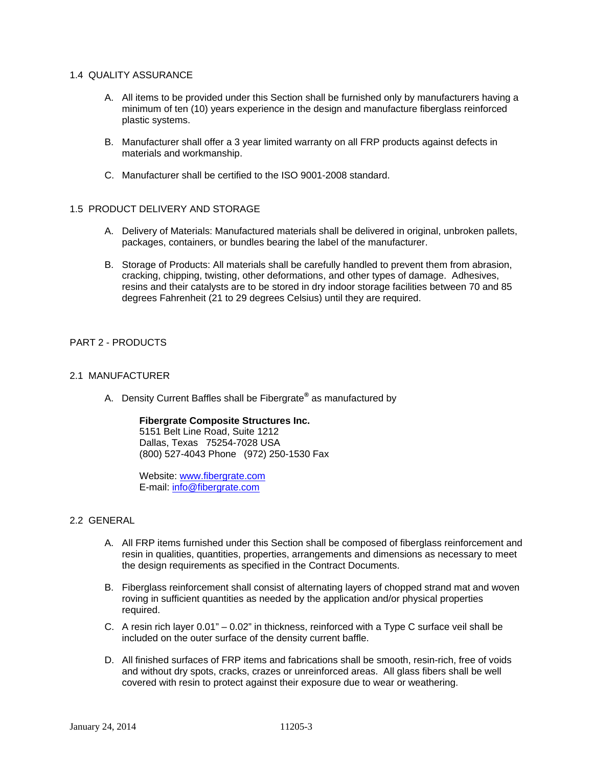## 1.4 QUALITY ASSURANCE

A. All items to be provided under this Section shall be furnished only by manufacturers having a minimum of ten (10) years experience in the design and manufacture fiberglass reinforced plastic systems.

B. Manufacturer shall offer a 3 year limited warranty on all FRP products against defects in materials and workmanship.

C. Manufacturer shall be certified to the ISO 9001-2008 standard.

## 1.5 PRODUCT DELIVERY AND STORAGE

A. Delivery of Materials: Manufactured materials shall be delivered in original, unbroken pallets, packages, containers, or bundles bearing the label of the manufacturer.

B. Storage of Products: All materials shall be carefully handled to prevent them from abrasion, cracking, chipping, twisting, other deformations, and other types of damage. Adhesives, resins and their catalysts are to be stored in dry indoor storage facilities between 70 and 85 degrees Fahrenheit (21 to 29 degrees Celsius) until they are required.

# PART 2 - PRODUCTS

## 2.1 MANUFACTURER

A. Density Current Baffles shall be Fibergrate® as manufactured by

**Fibergrate Composite Structures Inc.**
5151 Belt Line Road, Suite 1212
Dallas, Texas 75254-7028 USA
(800) 527-4043 Phone (972) 250-1530 Fax

Website: www.fibergrate.com
E-mail: info@fibergrate.com

## 2.2 GENERAL

A. All FRP items furnished under this Section shall be composed of fiberglass reinforcement and resin in qualities, quantities, properties, arrangements and dimensions as necessary to meet the design requirements as specified in the Contract Documents.

B. Fiberglass reinforcement shall consist of alternating layers of chopped strand mat and woven roving in sufficient quantities as needed by the application and/or physical properties required.

C. A resin rich layer 0.01" – 0.02" in thickness, reinforced with a Type C surface veil shall be included on the outer surface of the density current baffle.

D. All finished surfaces of FRP items and fabrications shall be smooth, resin-rich, free of voids and without dry spots, cracks, crazes or unreinforced areas. All glass fibers shall be well covered with resin to protect against their exposure due to wear or weathering.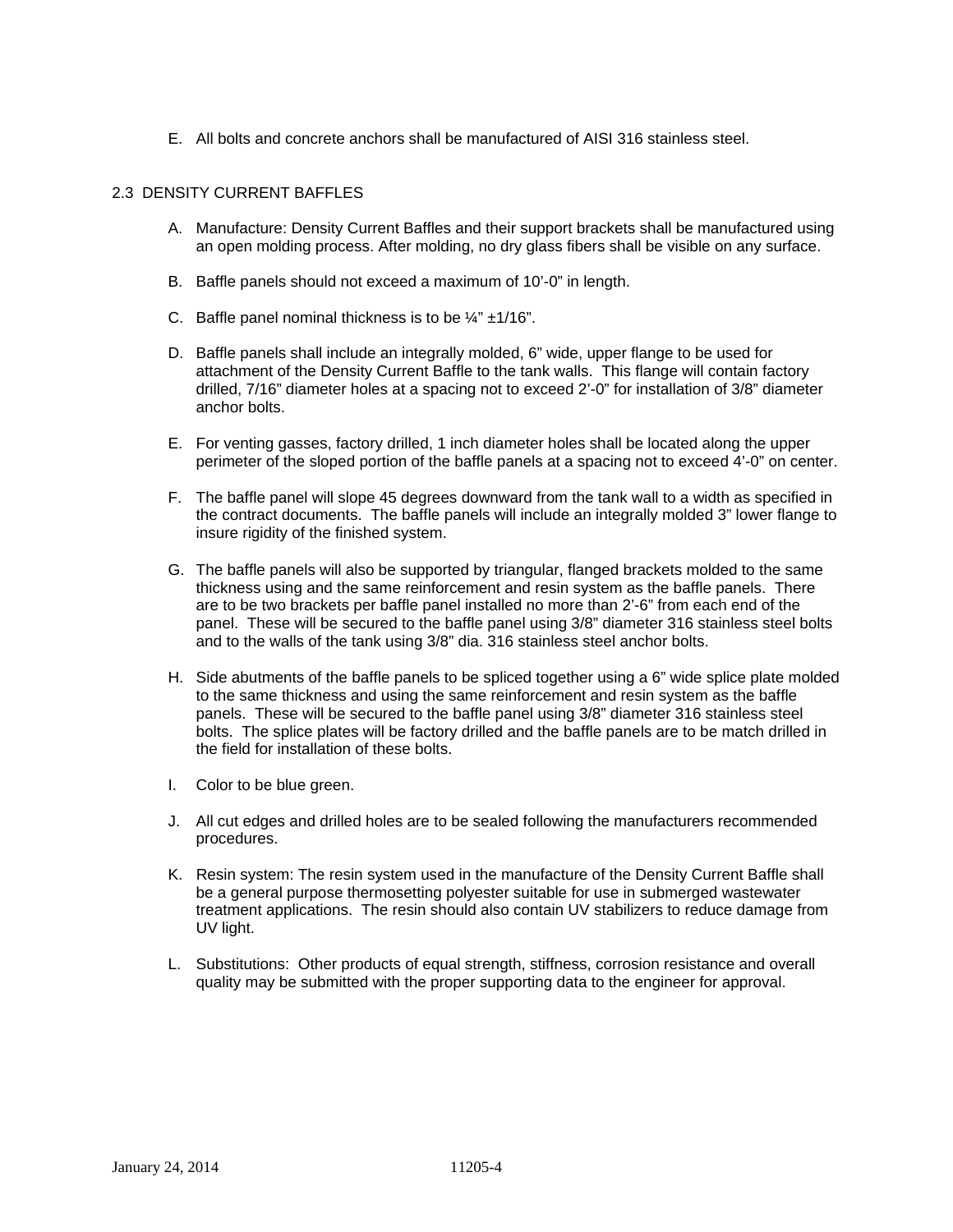E. All bolts and concrete anchors shall be manufactured of AISI 316 stainless steel.

## 2.3 DENSITY CURRENT BAFFLES

A. Manufacture: Density Current Baffles and their support brackets shall be manufactured using an open molding process. After molding, no dry glass fibers shall be visible on any surface.

B. Baffle panels should not exceed a maximum of 10’-0” in length.

C. Baffle panel nominal thickness is to be ¼” ±1/16”.

D. Baffle panels shall include an integrally molded, 6” wide, upper flange to be used for attachment of the Density Current Baffle to the tank walls. This flange will contain factory drilled, 7/16” diameter holes at a spacing not to exceed 2’-0” for installation of 3/8” diameter anchor bolts.

E. For venting gasses, factory drilled, 1 inch diameter holes shall be located along the upper perimeter of the sloped portion of the baffle panels at a spacing not to exceed 4’-0” on center.

F. The baffle panel will slope 45 degrees downward from the tank wall to a width as specified in the contract documents. The baffle panels will include an integrally molded 3” lower flange to insure rigidity of the finished system.

G. The baffle panels will also be supported by triangular, flanged brackets molded to the same thickness using and the same reinforcement and resin system as the baffle panels. There are to be two brackets per baffle panel installed no more than 2’-6” from each end of the panel. These will be secured to the baffle panel using 3/8” diameter 316 stainless steel bolts and to the walls of the tank using 3/8” dia. 316 stainless steel anchor bolts.

H. Side abutments of the baffle panels to be spliced together using a 6” wide splice plate molded to the same thickness and using the same reinforcement and resin system as the baffle panels. These will be secured to the baffle panel using 3/8” diameter 316 stainless steel bolts. The splice plates will be factory drilled and the baffle panels are to be match drilled in the field for installation of these bolts.

I. Color to be blue green.

J. All cut edges and drilled holes are to be sealed following the manufacturers recommended procedures.

K. Resin system: The resin system used in the manufacture of the Density Current Baffle shall be a general purpose thermosetting polyester suitable for use in submerged wastewater treatment applications. The resin should also contain UV stabilizers to reduce damage from UV light.

L. Substitutions: Other products of equal strength, stiffness, corrosion resistance and overall quality may be submitted with the proper supporting data to the engineer for approval.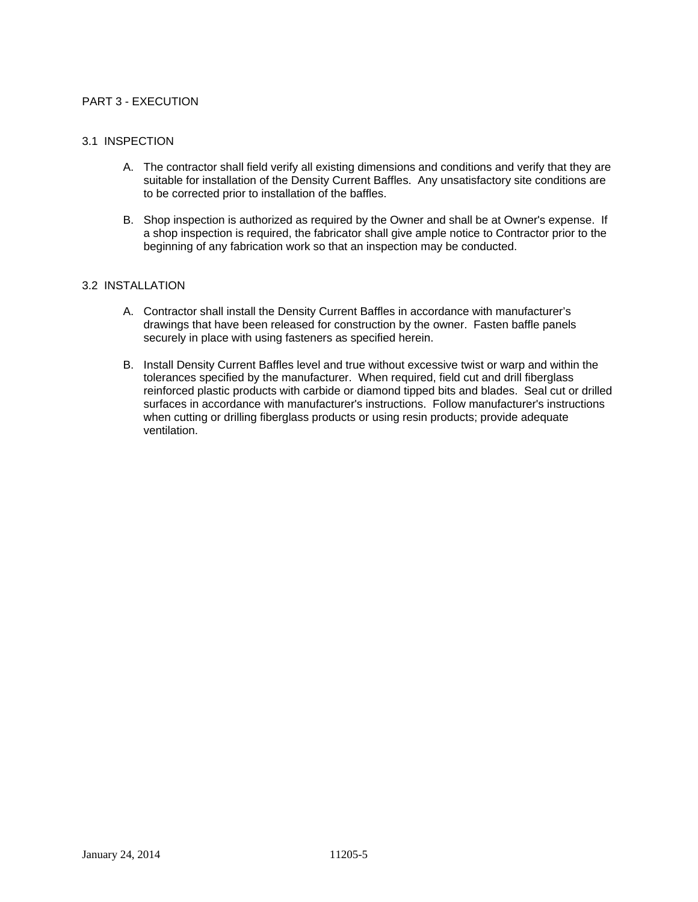# PART 3 - EXECUTION

## 3.1 INSPECTION

A. The contractor shall field verify all existing dimensions and conditions and verify that they are suitable for installation of the Density Current Baffles. Any unsatisfactory site conditions are to be corrected prior to installation of the baffles.

B. Shop inspection is authorized as required by the Owner and shall be at Owner's expense. If a shop inspection is required, the fabricator shall give ample notice to Contractor prior to the beginning of any fabrication work so that an inspection may be conducted.

## 3.2 INSTALLATION

A. Contractor shall install the Density Current Baffles in accordance with manufacturer's drawings that have been released for construction by the owner. Fasten baffle panels securely in place with using fasteners as specified herein.

B. Install Density Current Baffles level and true without excessive twist or warp and within the tolerances specified by the manufacturer. When required, field cut and drill fiberglass reinforced plastic products with carbide or diamond tipped bits and blades. Seal cut or drilled surfaces in accordance with manufacturer's instructions. Follow manufacturer's instructions when cutting or drilling fiberglass products or using resin products; provide adequate ventilation.